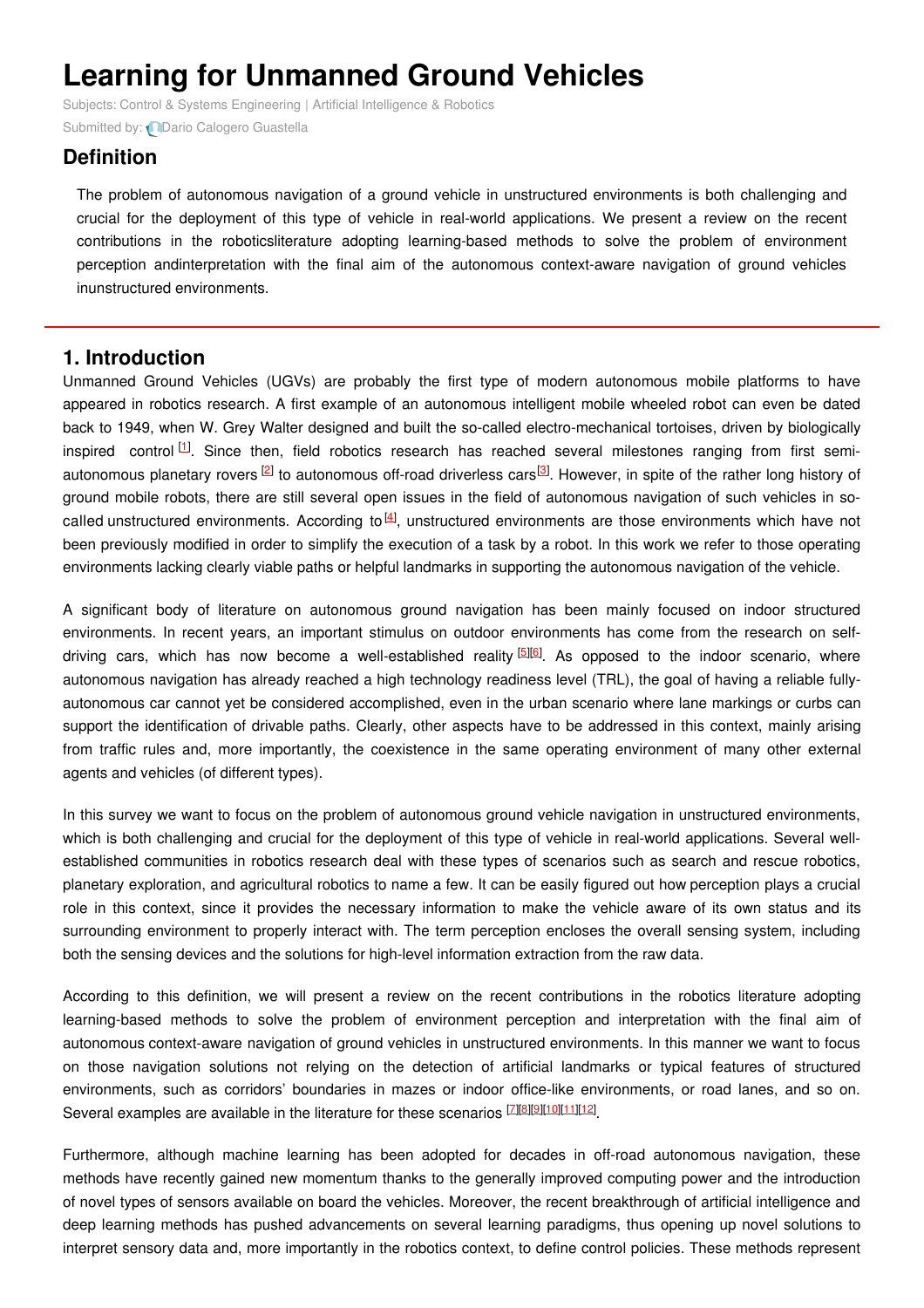# Learning for Unmanned Ground Vehicles

Subjects: Control & Systems Engineering | Artificial Intelligence & Robotics

Submitted by: Dario Calogero Guastella

## Definition

The problem of autonomous navigation of a ground vehicle in unstructured environments is both challenging and crucial for the deployment of this type of vehicle in real-world applications. We present a review on the recent contributions in the roboticsliterature adopting learning-based methods to solve the problem of environment perception andinterpretation with the final aim of the autonomous context-aware navigation of ground vehicles inunstructured environments.

## 1. Introduction

Unmanned Ground Vehicles (UGVs) are probably the first type of modern autonomous mobile platforms to have appeared in robotics research. A first example of an autonomous intelligent mobile wheeled robot can even be dated back to 1949, when W. Grey Walter designed and built the so-called electro-mechanical tortoises, driven by biologically inspired control [1]. Since then, field robotics research has reached several milestones ranging from first semi-autonomous planetary rovers [2] to autonomous off-road driverless cars[3]. However, in spite of the rather long history of ground mobile robots, there are still several open issues in the field of autonomous navigation of such vehicles in so-called unstructured environments. According to [4], unstructured environments are those environments which have not been previously modified in order to simplify the execution of a task by a robot. In this work we refer to those operating environments lacking clearly viable paths or helpful landmarks in supporting the autonomous navigation of the vehicle.

A significant body of literature on autonomous ground navigation has been mainly focused on indoor structured environments. In recent years, an important stimulus on outdoor environments has come from the research on self-driving cars, which has now become a well-established reality [5][6]. As opposed to the indoor scenario, where autonomous navigation has already reached a high technology readiness level (TRL), the goal of having a reliable fully-autonomous car cannot yet be considered accomplished, even in the urban scenario where lane markings or curbs can support the identification of drivable paths. Clearly, other aspects have to be addressed in this context, mainly arising from traffic rules and, more importantly, the coexistence in the same operating environment of many other external agents and vehicles (of different types).

In this survey we want to focus on the problem of autonomous ground vehicle navigation in unstructured environments, which is both challenging and crucial for the deployment of this type of vehicle in real-world applications. Several well-established communities in robotics research deal with these types of scenarios such as search and rescue robotics, planetary exploration, and agricultural robotics to name a few. It can be easily figured out how perception plays a crucial role in this context, since it provides the necessary information to make the vehicle aware of its own status and its surrounding environment to properly interact with. The term perception encloses the overall sensing system, including both the sensing devices and the solutions for high-level information extraction from the raw data.

According to this definition, we will present a review on the recent contributions in the robotics literature adopting learning-based methods to solve the problem of environment perception and interpretation with the final aim of autonomous context-aware navigation of ground vehicles in unstructured environments. In this manner we want to focus on those navigation solutions not relying on the detection of artificial landmarks or typical features of structured environments, such as corridors' boundaries in mazes or indoor office-like environments, or road lanes, and so on. Several examples are available in the literature for these scenarios [7][8][9][10][11][12].

Furthermore, although machine learning has been adopted for decades in off-road autonomous navigation, these methods have recently gained new momentum thanks to the generally improved computing power and the introduction of novel types of sensors available on board the vehicles. Moreover, the recent breakthrough of artificial intelligence and deep learning methods has pushed advancements on several learning paradigms, thus opening up novel solutions to interpret sensory data and, more importantly in the robotics context, to define control policies. These methods represent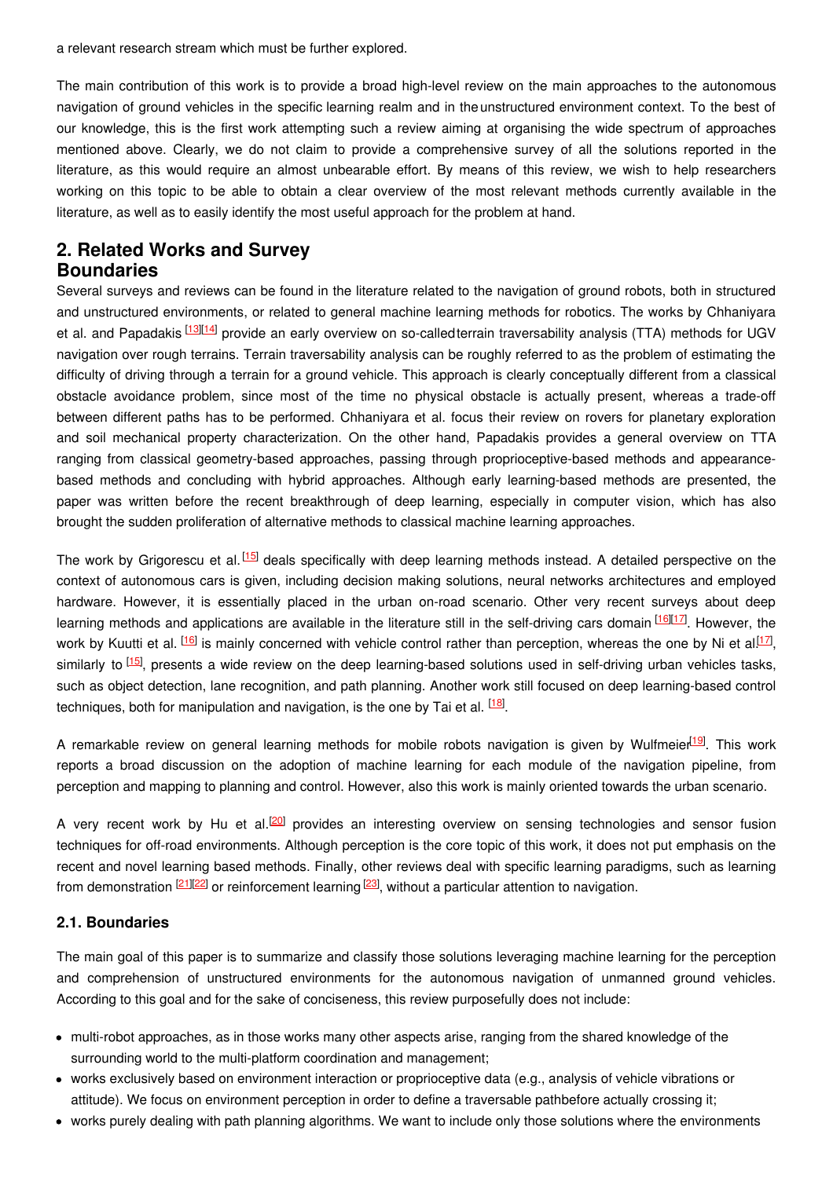a relevant research stream which must be further explored.

The main contribution of this work is to provide a broad high-level review on the main approaches to the autonomous navigation of ground vehicles in the specific learning realm and in the unstructured environment context. To the best of our knowledge, this is the first work attempting such a review aiming at organising the wide spectrum of approaches mentioned above. Clearly, we do not claim to provide a comprehensive survey of all the solutions reported in the literature, as this would require an almost unbearable effort. By means of this review, we wish to help researchers working on this topic to be able to obtain a clear overview of the most relevant methods currently available in the literature, as well as to easily identify the most useful approach for the problem at hand.

## 2. Related Works and Survey Boundaries

Several surveys and reviews can be found in the literature related to the navigation of ground robots, both in structured and unstructured environments, or related to general machine learning methods for robotics. The works by Chhaniyara et al. and Papadakis [13][14] provide an early overview on so-called terrain traversability analysis (TTA) methods for UGV navigation over rough terrains. Terrain traversability analysis can be roughly referred to as the problem of estimating the difficulty of driving through a terrain for a ground vehicle. This approach is clearly conceptually different from a classical obstacle avoidance problem, since most of the time no physical obstacle is actually present, whereas a trade-off between different paths has to be performed. Chhaniyara et al. focus their review on rovers for planetary exploration and soil mechanical property characterization. On the other hand, Papadakis provides a general overview on TTA ranging from classical geometry-based approaches, passing through proprioceptive-based methods and appearance-based methods and concluding with hybrid approaches. Although early learning-based methods are presented, the paper was written before the recent breakthrough of deep learning, especially in computer vision, which has also brought the sudden proliferation of alternative methods to classical machine learning approaches.

The work by Grigorescu et al. [15] deals specifically with deep learning methods instead. A detailed perspective on the context of autonomous cars is given, including decision making solutions, neural networks architectures and employed hardware. However, it is essentially placed in the urban on-road scenario. Other very recent surveys about deep learning methods and applications are available in the literature still in the self-driving cars domain [16][17]. However, the work by Kuutti et al. [16] is mainly concerned with vehicle control rather than perception, whereas the one by Ni et al.[17], similarly to [15], presents a wide review on the deep learning-based solutions used in self-driving urban vehicles tasks, such as object detection, lane recognition, and path planning. Another work still focused on deep learning-based control techniques, both for manipulation and navigation, is the one by Tai et al. [18].

A remarkable review on general learning methods for mobile robots navigation is given by Wulfmeier[19]. This work reports a broad discussion on the adoption of machine learning for each module of the navigation pipeline, from perception and mapping to planning and control. However, also this work is mainly oriented towards the urban scenario.

A very recent work by Hu et al.[20] provides an interesting overview on sensing technologies and sensor fusion techniques for off-road environments. Although perception is the core topic of this work, it does not put emphasis on the recent and novel learning based methods. Finally, other reviews deal with specific learning paradigms, such as learning from demonstration [21][22] or reinforcement learning [23], without a particular attention to navigation.

### 2.1. Boundaries

The main goal of this paper is to summarize and classify those solutions leveraging machine learning for the perception and comprehension of unstructured environments for the autonomous navigation of unmanned ground vehicles. According to this goal and for the sake of conciseness, this review purposefully does not include:

- multi-robot approaches, as in those works many other aspects arise, ranging from the shared knowledge of the surrounding world to the multi-platform coordination and management;
- works exclusively based on environment interaction or proprioceptive data (e.g., analysis of vehicle vibrations or attitude). We focus on environment perception in order to define a traversable path before actually crossing it;
- works purely dealing with path planning algorithms. We want to include only those solutions where the environments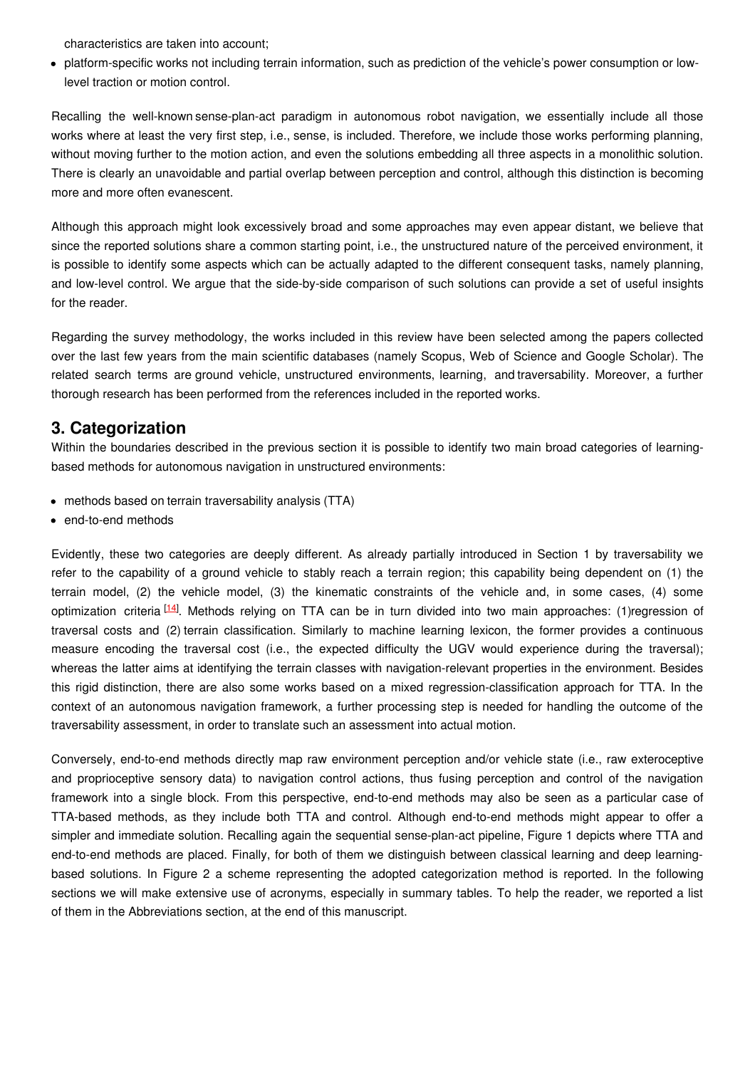characteristics are taken into account;

- platform-specific works not including terrain information, such as prediction of the vehicle's power consumption or low-level traction or motion control.

Recalling the well-known sense-plan-act paradigm in autonomous robot navigation, we essentially include all those works where at least the very first step, i.e., sense, is included. Therefore, we include those works performing planning, without moving further to the motion action, and even the solutions embedding all three aspects in a monolithic solution. There is clearly an unavoidable and partial overlap between perception and control, although this distinction is becoming more and more often evanescent.

Although this approach might look excessively broad and some approaches may even appear distant, we believe that since the reported solutions share a common starting point, i.e., the unstructured nature of the perceived environment, it is possible to identify some aspects which can be actually adapted to the different consequent tasks, namely planning, and low-level control. We argue that the side-by-side comparison of such solutions can provide a set of useful insights for the reader.

Regarding the survey methodology, the works included in this review have been selected among the papers collected over the last few years from the main scientific databases (namely Scopus, Web of Science and Google Scholar). The related search terms are ground vehicle, unstructured environments, learning, and traversability. Moreover, a further thorough research has been performed from the references included in the reported works.

## 3. Categorization

Within the boundaries described in the previous section it is possible to identify two main broad categories of learning-based methods for autonomous navigation in unstructured environments:

- methods based on terrain traversability analysis (TTA)
- end-to-end methods

Evidently, these two categories are deeply different. As already partially introduced in Section 1 by traversability we refer to the capability of a ground vehicle to stably reach a terrain region; this capability being dependent on (1) the terrain model, (2) the vehicle model, (3) the kinematic constraints of the vehicle and, in some cases, (4) some optimization criteria [14]. Methods relying on TTA can be in turn divided into two main approaches: (1)regression of traversal costs and (2) terrain classification. Similarly to machine learning lexicon, the former provides a continuous measure encoding the traversal cost (i.e., the expected difficulty the UGV would experience during the traversal); whereas the latter aims at identifying the terrain classes with navigation-relevant properties in the environment. Besides this rigid distinction, there are also some works based on a mixed regression-classification approach for TTA. In the context of an autonomous navigation framework, a further processing step is needed for handling the outcome of the traversability assessment, in order to translate such an assessment into actual motion.

Conversely, end-to-end methods directly map raw environment perception and/or vehicle state (i.e., raw exteroceptive and proprioceptive sensory data) to navigation control actions, thus fusing perception and control of the navigation framework into a single block. From this perspective, end-to-end methods may also be seen as a particular case of TTA-based methods, as they include both TTA and control. Although end-to-end methods might appear to offer a simpler and immediate solution. Recalling again the sequential sense-plan-act pipeline, Figure 1 depicts where TTA and end-to-end methods are placed. Finally, for both of them we distinguish between classical learning and deep learning-based solutions. In Figure 2 a scheme representing the adopted categorization method is reported. In the following sections we will make extensive use of acronyms, especially in summary tables. To help the reader, we reported a list of them in the Abbreviations section, at the end of this manuscript.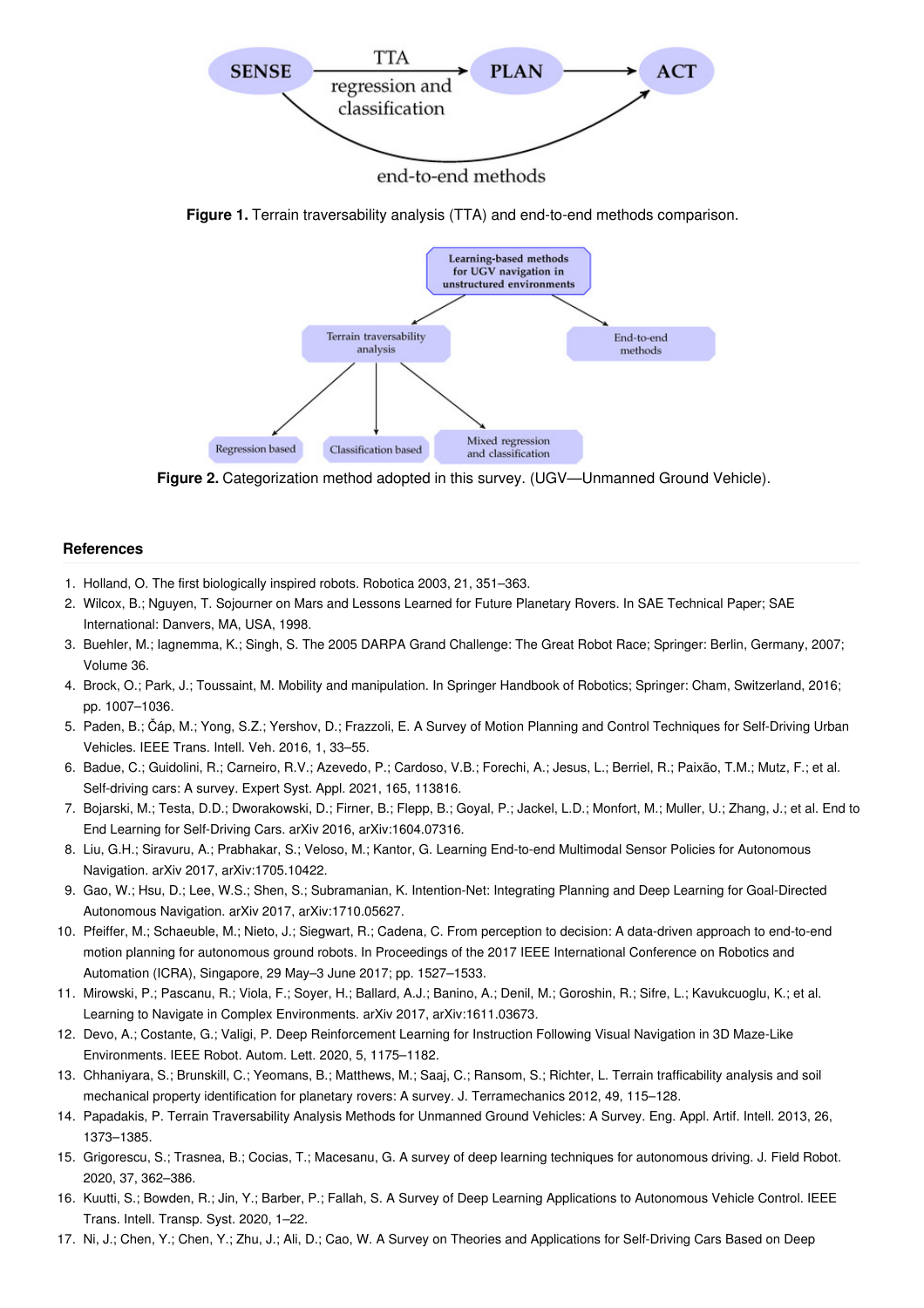**Figure 1.** Terrain traversability analysis (TTA) and end-to-end methods comparison.

**Figure 2.** Categorization method adopted in this survey. (UGV—Unmanned Ground Vehicle).

## References

1. Holland, O. The first biologically inspired robots. Robotica 2003, 21, 351–363.
2. Wilcox, B.; Nguyen, T. Sojourner on Mars and Lessons Learned for Future Planetary Rovers. In SAE Technical Paper; SAE International: Danvers, MA, USA, 1998.
3. Buehler, M.; Iagnemma, K.; Singh, S. The 2005 DARPA Grand Challenge: The Great Robot Race; Springer: Berlin, Germany, 2007; Volume 36.
4. Brock, O.; Park, J.; Toussaint, M. Mobility and manipulation. In Springer Handbook of Robotics; Springer: Cham, Switzerland, 2016; pp. 1007–1036.
5. Paden, B.; Čáp, M.; Yong, S.Z.; Yershov, D.; Frazzoli, E. A Survey of Motion Planning and Control Techniques for Self-Driving Urban Vehicles. IEEE Trans. Intell. Veh. 2016, 1, 33–55.
6. Badue, C.; Guidolini, R.; Carneiro, R.V.; Azevedo, P.; Cardoso, V.B.; Forechi, A.; Jesus, L.; Berriel, R.; Paixão, T.M.; Mutz, F.; et al. Self-driving cars: A survey. Expert Syst. Appl. 2021, 165, 113816.
7. Bojarski, M.; Testa, D.D.; Dworakowski, D.; Firner, B.; Flepp, B.; Goyal, P.; Jackel, L.D.; Monfort, M.; Muller, U.; Zhang, J.; et al. End to End Learning for Self-Driving Cars. arXiv 2016, arXiv:1604.07316.
8. Liu, G.H.; Siravuru, A.; Prabhakar, S.; Veloso, M.; Kantor, G. Learning End-to-end Multimodal Sensor Policies for Autonomous Navigation. arXiv 2017, arXiv:1705.10422.
9. Gao, W.; Hsu, D.; Lee, W.S.; Shen, S.; Subramanian, K. Intention-Net: Integrating Planning and Deep Learning for Goal-Directed Autonomous Navigation. arXiv 2017, arXiv:1710.05627.
10. Pfeiffer, M.; Schaeuble, M.; Nieto, J.; Siegwart, R.; Cadena, C. From perception to decision: A data-driven approach to end-to-end motion planning for autonomous ground robots. In Proceedings of the 2017 IEEE International Conference on Robotics and Automation (ICRA), Singapore, 29 May–3 June 2017; pp. 1527–1533.
11. Mirowski, P.; Pascanu, R.; Viola, F.; Soyer, H.; Ballard, A.J.; Banino, A.; Denil, M.; Goroshin, R.; Sifre, L.; Kavukcuoglu, K.; et al. Learning to Navigate in Complex Environments. arXiv 2017, arXiv:1611.03673.
12. Devo, A.; Costante, G.; Valigi, P. Deep Reinforcement Learning for Instruction Following Visual Navigation in 3D Maze-Like Environments. IEEE Robot. Autom. Lett. 2020, 5, 1175–1182.
13. Chhaniyara, S.; Brunskill, C.; Yeomans, B.; Matthews, M.; Saaj, C.; Ransom, S.; Richter, L. Terrain trafficability analysis and soil mechanical property identification for planetary rovers: A survey. J. Terramechanics 2012, 49, 115–128.
14. Papadakis, P. Terrain Traversability Analysis Methods for Unmanned Ground Vehicles: A Survey. Eng. Appl. Artif. Intell. 2013, 26, 1373–1385.
15. Grigorescu, S.; Trasnea, B.; Cocias, T.; Macesanu, G. A survey of deep learning techniques for autonomous driving. J. Field Robot. 2020, 37, 362–386.
16. Kuutti, S.; Bowden, R.; Jin, Y.; Barber, P.; Fallah, S. A Survey of Deep Learning Applications to Autonomous Vehicle Control. IEEE Trans. Intell. Transp. Syst. 2020, 1–22.
17. Ni, J.; Chen, Y.; Chen, Y.; Zhu, J.; Ali, D.; Cao, W. A Survey on Theories and Applications for Self-Driving Cars Based on Deep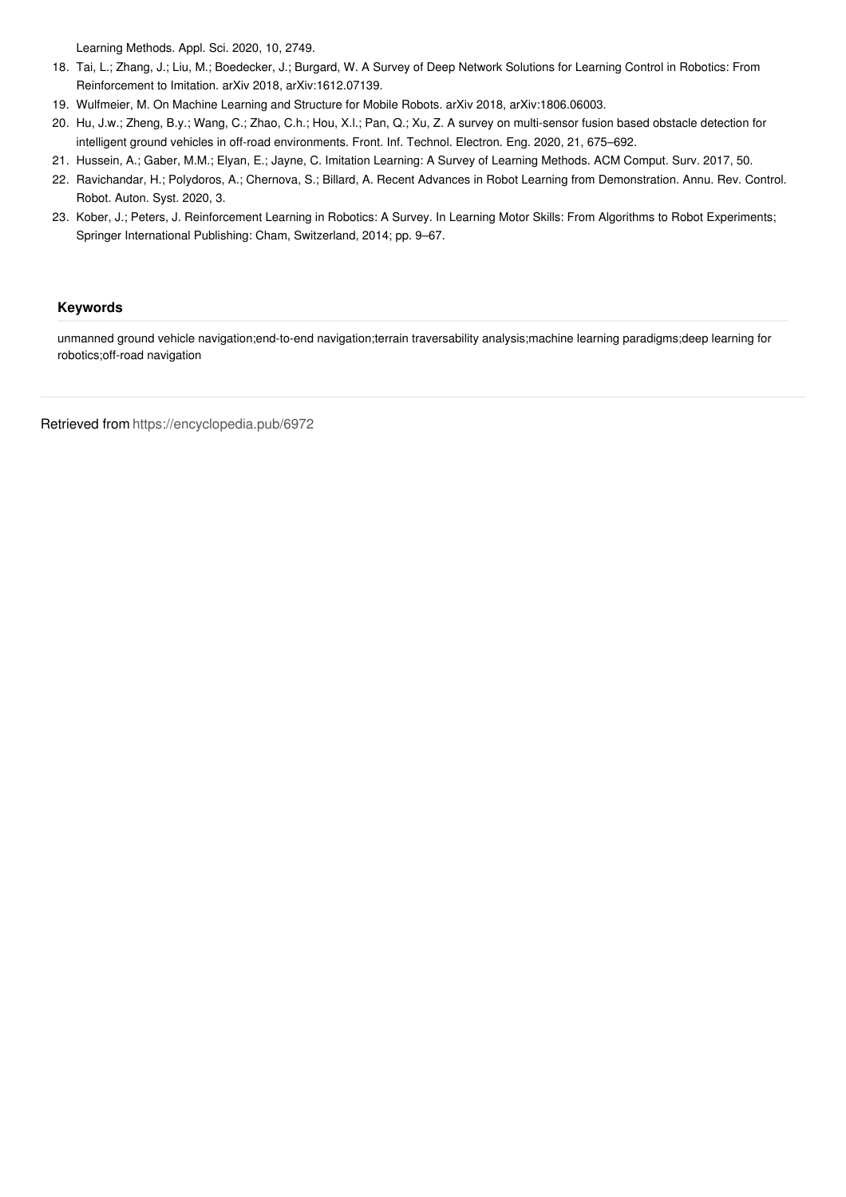Learning Methods. Appl. Sci. 2020, 10, 2749.

18. Tai, L.; Zhang, J.; Liu, M.; Boedecker, J.; Burgard, W. A Survey of Deep Network Solutions for Learning Control in Robotics: From Reinforcement to Imitation. arXiv 2018, arXiv:1612.07139.
19. Wulfmeier, M. On Machine Learning and Structure for Mobile Robots. arXiv 2018, arXiv:1806.06003.
20. Hu, J.w.; Zheng, B.y.; Wang, C.; Zhao, C.h.; Hou, X.l.; Pan, Q.; Xu, Z. A survey on multi-sensor fusion based obstacle detection for intelligent ground vehicles in off-road environments. Front. Inf. Technol. Electron. Eng. 2020, 21, 675–692.
21. Hussein, A.; Gaber, M.M.; Elyan, E.; Jayne, C. Imitation Learning: A Survey of Learning Methods. ACM Comput. Surv. 2017, 50.
22. Ravichandar, H.; Polydoros, A.; Chernova, S.; Billard, A. Recent Advances in Robot Learning from Demonstration. Annu. Rev. Control. Robot. Auton. Syst. 2020, 3.
23. Kober, J.; Peters, J. Reinforcement Learning in Robotics: A Survey. In Learning Motor Skills: From Algorithms to Robot Experiments; Springer International Publishing: Cham, Switzerland, 2014; pp. 9–67.

### Keywords

unmanned ground vehicle navigation;end-to-end navigation;terrain traversability analysis;machine learning paradigms;deep learning for robotics;off-road navigation

Retrieved from https://encyclopedia.pub/6972